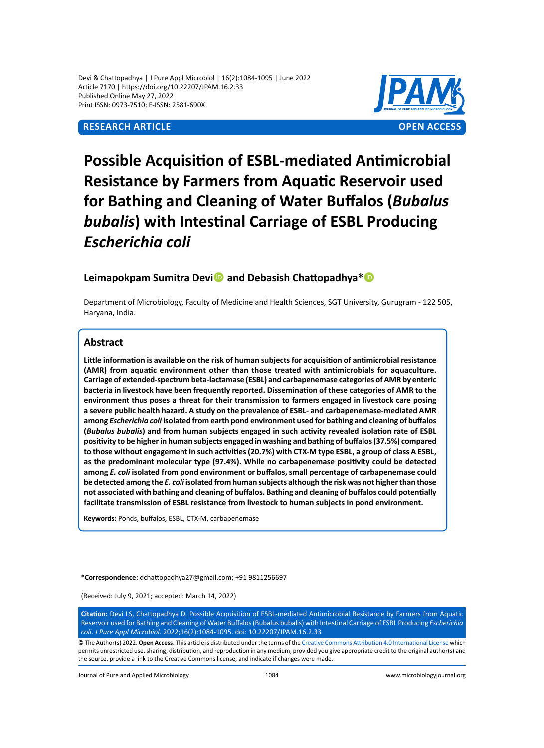Devi & Chattopadhya | J Pure Appl Microbiol | 16(2):1084-1095 | June 2022
Article 7170 | https://doi.org/10.22207/JPAM.16.2.33
Published Online May 27, 2022
Print ISSN: 0973-7510; E-ISSN: 2581-690X

**RESEARCH ARTICLE** **OPEN ACCESS**

# Possible Acquisition of ESBL-mediated Antimicrobial Resistance by Farmers from Aquatic Reservoir used for Bathing and Cleaning of Water Buffalos (*Bubalus bubalis*) with Intestinal Carriage of ESBL Producing *Escherichia coli*

**Leimapokpam Sumitra Devi and Debasish Chattopadhya***

Department of Microbiology, Faculty of Medicine and Health Sciences, SGT University, Gurugram - 122 505, Haryana, India.

## Abstract

**Little information is available on the risk of human subjects for acquisition of antimicrobial resistance (AMR) from aquatic environment other than those treated with antimicrobials for aquaculture. Carriage of extended-spectrum beta-lactamase (ESBL) and carbapenemase categories of AMR by enteric bacteria in livestock have been frequently reported. Dissemination of these categories of AMR to the environment thus poses a threat for their transmission to farmers engaged in livestock care posing a severe public health hazard. A study on the prevalence of ESBL- and carbapenemase-mediated AMR among *Escherichia coli* isolated from earth pond environment used for bathing and cleaning of buffalos (*Bubalus bubalis*) and from human subjects engaged in such activity revealed isolation rate of ESBL positivity to be higher in human subjects engaged in washing and bathing of buffalos (37.5%) compared to those without engagement in such activities (20.7%) with CTX-M type ESBL, a group of class A ESBL, as the predominant molecular type (97.4%). While no carbapenemase positivity could be detected among *E. coli* isolated from pond environment or buffalos, small percentage of carbapenemase could be detected among the *E. coli* isolated from human subjects although the risk was not higher than those not associated with bathing and cleaning of buffalos. Bathing and cleaning of buffalos could potentially facilitate transmission of ESBL resistance from livestock to human subjects in pond environment.**

**Keywords:** Ponds, buffalos, ESBL, CTX-M, carbapenemase

**\*Correspondence:** dchattopadhya27@gmail.com; +91 9811256697

(Received: July 9, 2021; accepted: March 14, 2022)

**Citation:** Devi LS, Chattopadhya D. Possible Acquisition of ESBL-mediated Antimicrobial Resistance by Farmers from Aquatic Reservoir used for Bathing and Cleaning of Water Buffalos (Bubalus bubalis) with Intestinal Carriage of ESBL Producing *Escherichia coli*. *J Pure Appl Microbiol.* 2022;16(2):1084-1095. doi: 10.22207/JPAM.16.2.33

© The Author(s) 2022. **Open Access**. This article is distributed under the terms of the Creative Commons Attribution 4.0 International License which permits unrestricted use, sharing, distribution, and reproduction in any medium, provided you give appropriate credit to the original author(s) and the source, provide a link to the Creative Commons license, and indicate if changes were made.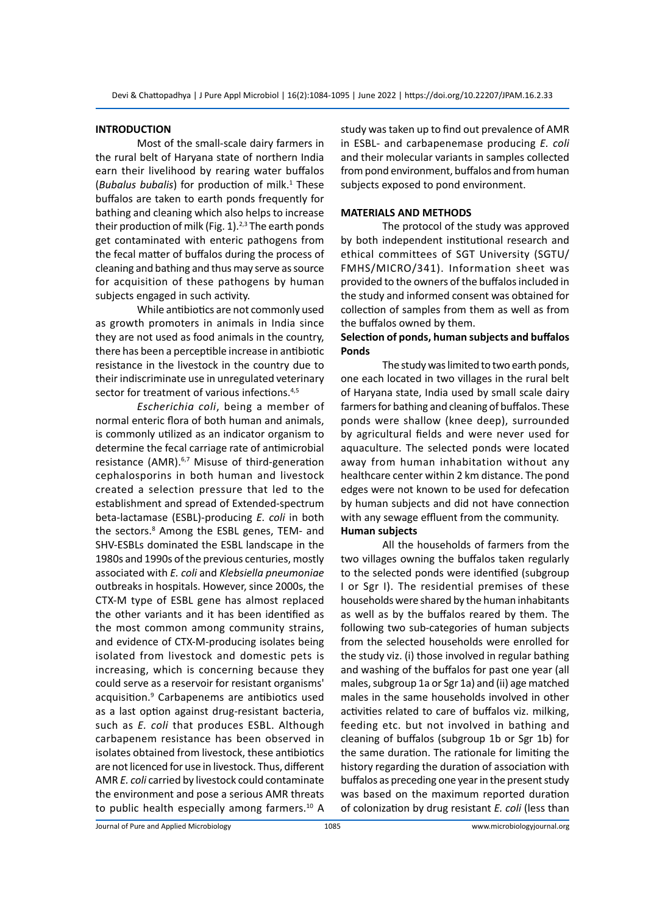## INTRODUCTION

Most of the small-scale dairy farmers in the rural belt of Haryana state of northern India earn their livelihood by rearing water buffalos (*Bubalus bubalis*) for production of milk.[1] These buffalos are taken to earth ponds frequently for bathing and cleaning which also helps to increase their production of milk (Fig. 1).[2,3] The earth ponds get contaminated with enteric pathogens from the fecal matter of buffalos during the process of cleaning and bathing and thus may serve as source for acquisition of these pathogens by human subjects engaged in such activity.

While antibiotics are not commonly used as growth promoters in animals in India since they are not used as food animals in the country, there has been a perceptible increase in antibiotic resistance in the livestock in the country due to their indiscriminate use in unregulated veterinary sector for treatment of various infections.[4,5]

*Escherichia coli*, being a member of normal enteric flora of both human and animals, is commonly utilized as an indicator organism to determine the fecal carriage rate of antimicrobial resistance (AMR).[6,7] Misuse of third-generation cephalosporins in both human and livestock created a selection pressure that led to the establishment and spread of Extended-spectrum beta-lactamase (ESBL)-producing *E. coli* in both the sectors.[8] Among the ESBL genes, TEM- and SHV-ESBLs dominated the ESBL landscape in the 1980s and 1990s of the previous centuries, mostly associated with *E. coli* and *Klebsiella pneumoniae* outbreaks in hospitals. However, since 2000s, the CTX-M type of ESBL gene has almost replaced the other variants and it has been identified as the most common among community strains, and evidence of CTX-M-producing isolates being isolated from livestock and domestic pets is increasing, which is concerning because they could serve as a reservoir for resistant organisms' acquisition.[9] Carbapenems are antibiotics used as a last option against drug-resistant bacteria, such as *E. coli* that produces ESBL. Although carbapenem resistance has been observed in isolates obtained from livestock, these antibiotics are not licenced for use in livestock. Thus, different AMR *E. coli* carried by livestock could contaminate the environment and pose a serious AMR threats to public health especially among farmers.[10] A study was taken up to find out prevalence of AMR in ESBL- and carbapenemase producing *E. coli* and their molecular variants in samples collected from pond environment, buffalos and from human subjects exposed to pond environment.

## MATERIALS AND METHODS

The protocol of the study was approved by both independent institutional research and ethical committees of SGT University (SGTU/FMHS/MICRO/341). Information sheet was provided to the owners of the buffalos included in the study and informed consent was obtained for collection of samples from them as well as from the buffalos owned by them.

### Selection of ponds, human subjects and buffalos

#### Ponds

The study was limited to two earth ponds, one each located in two villages in the rural belt of Haryana state, India used by small scale dairy farmers for bathing and cleaning of buffalos. These ponds were shallow (knee deep), surrounded by agricultural fields and were never used for aquaculture. The selected ponds were located away from human inhabitation without any healthcare center within 2 km distance. The pond edges were not known to be used for defecation by human subjects and did not have connection with any sewage effluent from the community.

#### Human subjects

All the households of farmers from the two villages owning the buffalos taken regularly to the selected ponds were identified (subgroup I or Sgr I). The residential premises of these households were shared by the human inhabitants as well as by the buffalos reared by them. The following two sub-categories of human subjects from the selected households were enrolled for the study viz. (i) those involved in regular bathing and washing of the buffalos for past one year (all males, subgroup 1a or Sgr 1a) and (ii) age matched males in the same households involved in other activities related to care of buffalos viz. milking, feeding etc. but not involved in bathing and cleaning of buffalos (subgroup 1b or Sgr 1b) for the same duration. The rationale for limiting the history regarding the duration of association with buffalos as preceding one year in the present study was based on the maximum reported duration of colonization by drug resistant *E. coli* (less than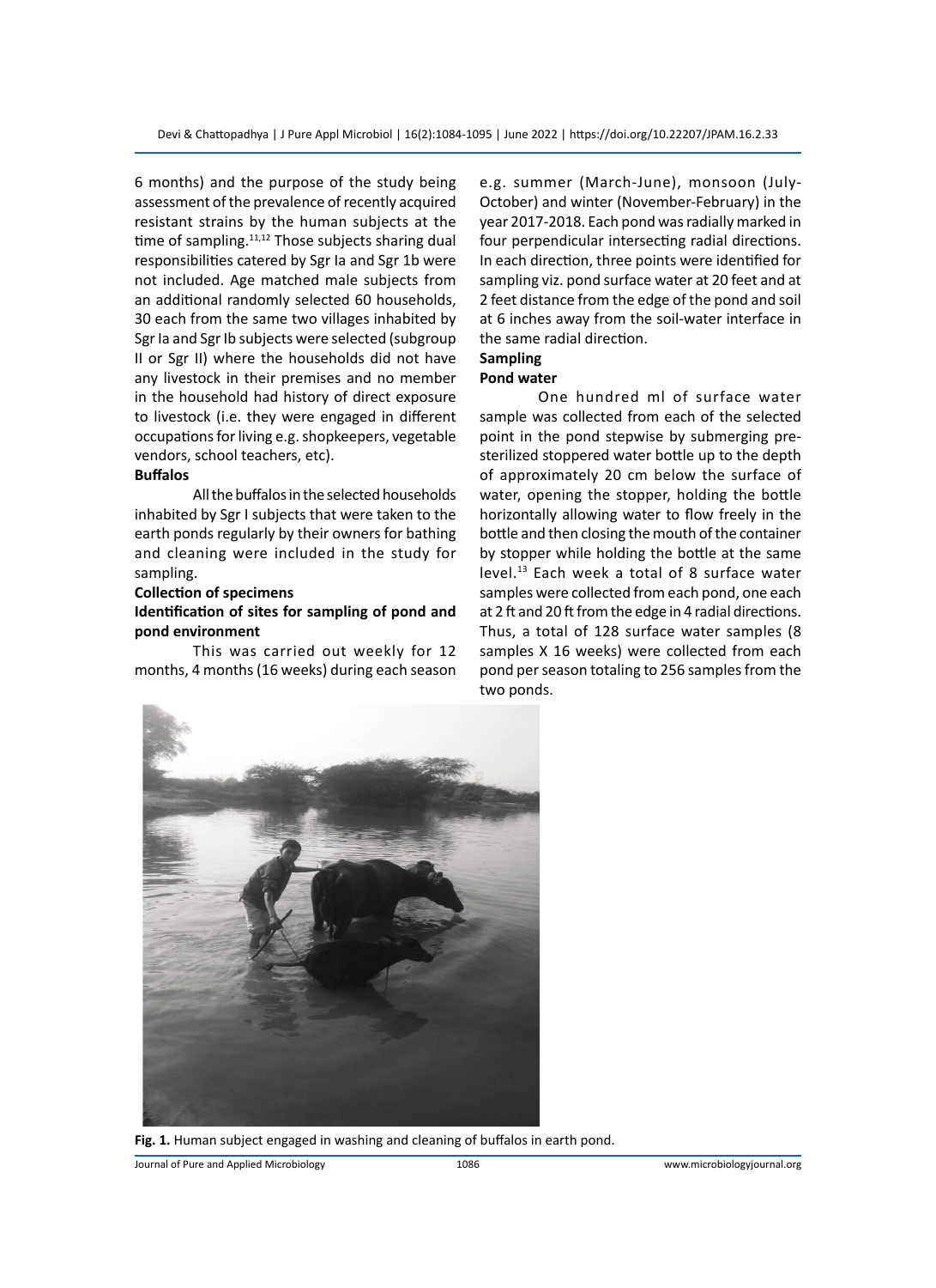6 months) and the purpose of the study being assessment of the prevalence of recently acquired resistant strains by the human subjects at the time of sampling.[11,12] Those subjects sharing dual responsibilities catered by Sgr Ia and Sgr 1b were not included. Age matched male subjects from an additional randomly selected 60 households, 30 each from the same two villages inhabited by Sgr Ia and Sgr Ib subjects were selected (subgroup II or Sgr II) where the households did not have any livestock in their premises and no member in the household had history of direct exposure to livestock (i.e. they were engaged in different occupations for living e.g. shopkeepers, vegetable vendors, school teachers, etc).

**Buffalos**

All the buffalos in the selected households inhabited by Sgr I subjects that were taken to the earth ponds regularly by their owners for bathing and cleaning were included in the study for sampling.

**Collection of specimens**

**Identification of sites for sampling of pond and pond environment**

This was carried out weekly for 12 months, 4 months (16 weeks) during each season e.g. summer (March-June), monsoon (July-October) and winter (November-February) in the year 2017-2018. Each pond was radially marked in four perpendicular intersecting radial directions. In each direction, three points were identified for sampling viz. pond surface water at 20 feet and at 2 feet distance from the edge of the pond and soil at 6 inches away from the soil-water interface in the same radial direction.

**Sampling**

**Pond water**

One hundred ml of surface water sample was collected from each of the selected point in the pond stepwise by submerging pre-sterilized stoppered water bottle up to the depth of approximately 20 cm below the surface of water, opening the stopper, holding the bottle horizontally allowing water to flow freely in the bottle and then closing the mouth of the container by stopper while holding the bottle at the same level.[13] Each week a total of 8 surface water samples were collected from each pond, one each at 2 ft and 20 ft from the edge in 4 radial directions. Thus, a total of 128 surface water samples (8 samples X 16 weeks) were collected from each pond per season totaling to 256 samples from the two ponds.

**Fig. 1.** Human subject engaged in washing and cleaning of buffalos in earth pond.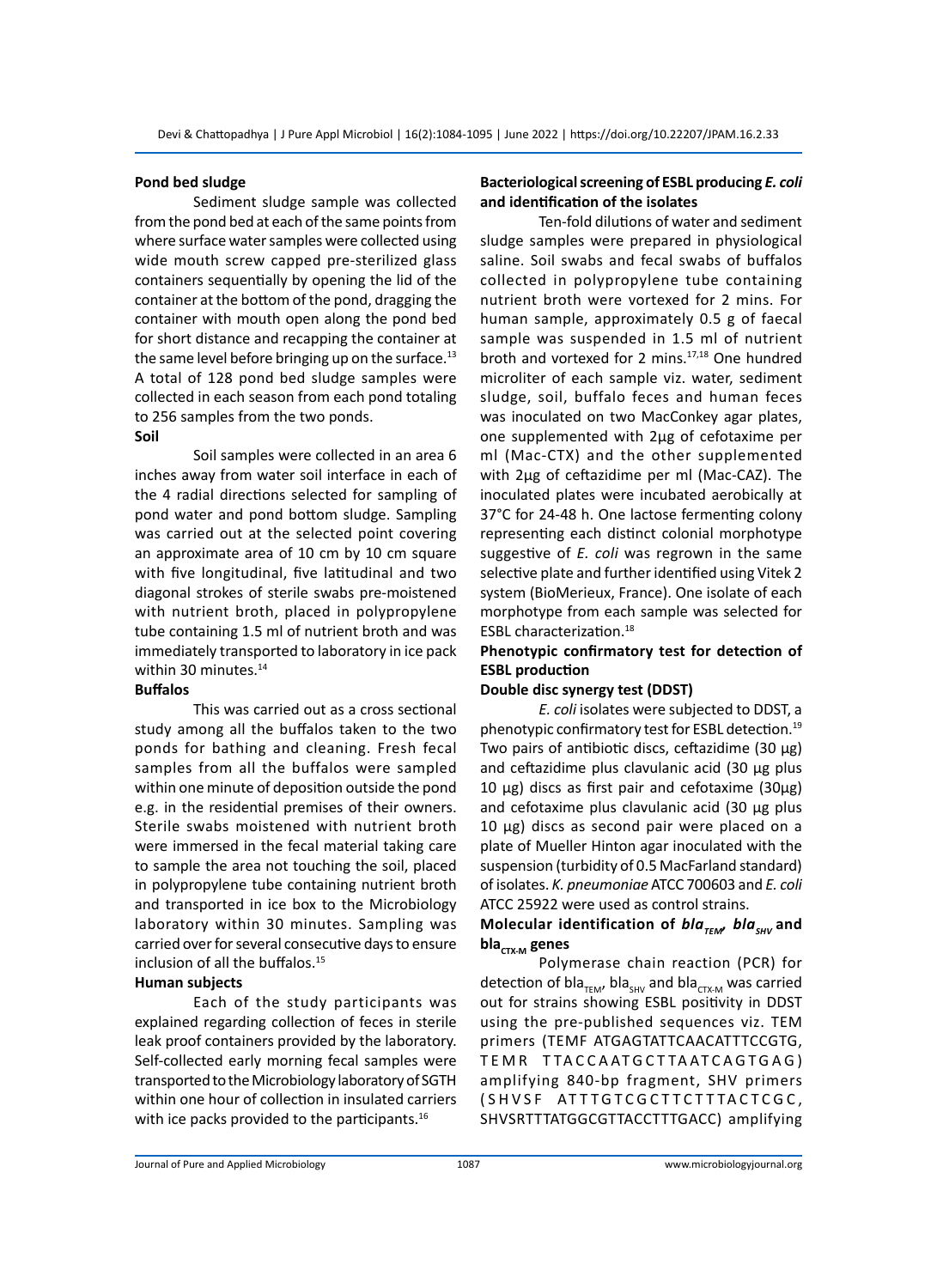### Pond bed sludge

Sediment sludge sample was collected from the pond bed at each of the same points from where surface water samples were collected using wide mouth screw capped pre-sterilized glass containers sequentially by opening the lid of the container at the bottom of the pond, dragging the container with mouth open along the pond bed for short distance and recapping the container at the same level before bringing up on the surface.[13] A total of 128 pond bed sludge samples were collected in each season from each pond totaling to 256 samples from the two ponds.

### Soil

Soil samples were collected in an area 6 inches away from water soil interface in each of the 4 radial directions selected for sampling of pond water and pond bottom sludge. Sampling was carried out at the selected point covering an approximate area of 10 cm by 10 cm square with five longitudinal, five latitudinal and two diagonal strokes of sterile swabs pre-moistened with nutrient broth, placed in polypropylene tube containing 1.5 ml of nutrient broth and was immediately transported to laboratory in ice pack within 30 minutes.[14]

### Buffalos

This was carried out as a cross sectional study among all the buffalos taken to the two ponds for bathing and cleaning. Fresh fecal samples from all the buffalos were sampled within one minute of deposition outside the pond e.g. in the residential premises of their owners. Sterile swabs moistened with nutrient broth were immersed in the fecal material taking care to sample the area not touching the soil, placed in polypropylene tube containing nutrient broth and transported in ice box to the Microbiology laboratory within 30 minutes. Sampling was carried over for several consecutive days to ensure inclusion of all the buffalos.[15]

### Human subjects

Each of the study participants was explained regarding collection of feces in sterile leak proof containers provided by the laboratory. Self-collected early morning fecal samples were transported to the Microbiology laboratory of SGTH within one hour of collection in insulated carriers with ice packs provided to the participants.[16]

### Bacteriological screening of ESBL producing *E. coli* and identification of the isolates

Ten-fold dilutions of water and sediment sludge samples were prepared in physiological saline. Soil swabs and fecal swabs of buffalos collected in polypropylene tube containing nutrient broth were vortexed for 2 mins. For human sample, approximately 0.5 g of faecal sample was suspended in 1.5 ml of nutrient broth and vortexed for 2 mins.[17,18] One hundred microliter of each sample viz. water, sediment sludge, soil, buffalo feces and human feces was inoculated on two MacConkey agar plates, one supplemented with 2µg of cefotaxime per ml (Mac-CTX) and the other supplemented with 2µg of ceftazidime per ml (Mac-CAZ). The inoculated plates were incubated aerobically at 37°C for 24-48 h. One lactose fermenting colony representing each distinct colonial morphotype suggestive of *E. coli* was regrown in the same selective plate and further identified using Vitek 2 system (BioMerieux, France). One isolate of each morphotype from each sample was selected for ESBL characterization.[18]

### Phenotypic confirmatory test for detection of ESBL production

### Double disc synergy test (DDST)

*E. coli* isolates were subjected to DDST, a phenotypic confirmatory test for ESBL detection.[19] Two pairs of antibiotic discs, ceftazidime (30 µg) and ceftazidime plus clavulanic acid (30 µg plus 10 µg) discs as first pair and cefotaxime (30µg) and cefotaxime plus clavulanic acid (30 µg plus 10 µg) discs as second pair were placed on a plate of Mueller Hinton agar inoculated with the suspension (turbidity of 0.5 MacFarland standard) of isolates. *K. pneumoniae* ATCC 700603 and *E. coli* ATCC 25922 were used as control strains.

### Molecular identification of $bla_{TEM}$, $bla_{SHV}$ and $bla_{CTX\text{-}M}$ genes

Polymerase chain reaction (PCR) for detection of $bla_{TEM}$, $bla_{SHV}$ and $bla_{CTX\text{-}M}$ was carried out for strains showing ESBL positivity in DDST using the pre-published sequences viz. TEM primers (TEMF ATGAGTATTCAACATTTCCGTG, TEMR TTACCAATGCTTAATCAGTGAG) amplifying 840-bp fragment, SHV primers (SHVSF ATTTGTCGCTTCTTTACTCGC, SHVSRTTTATGGCGTTACCTTTGACC) amplifying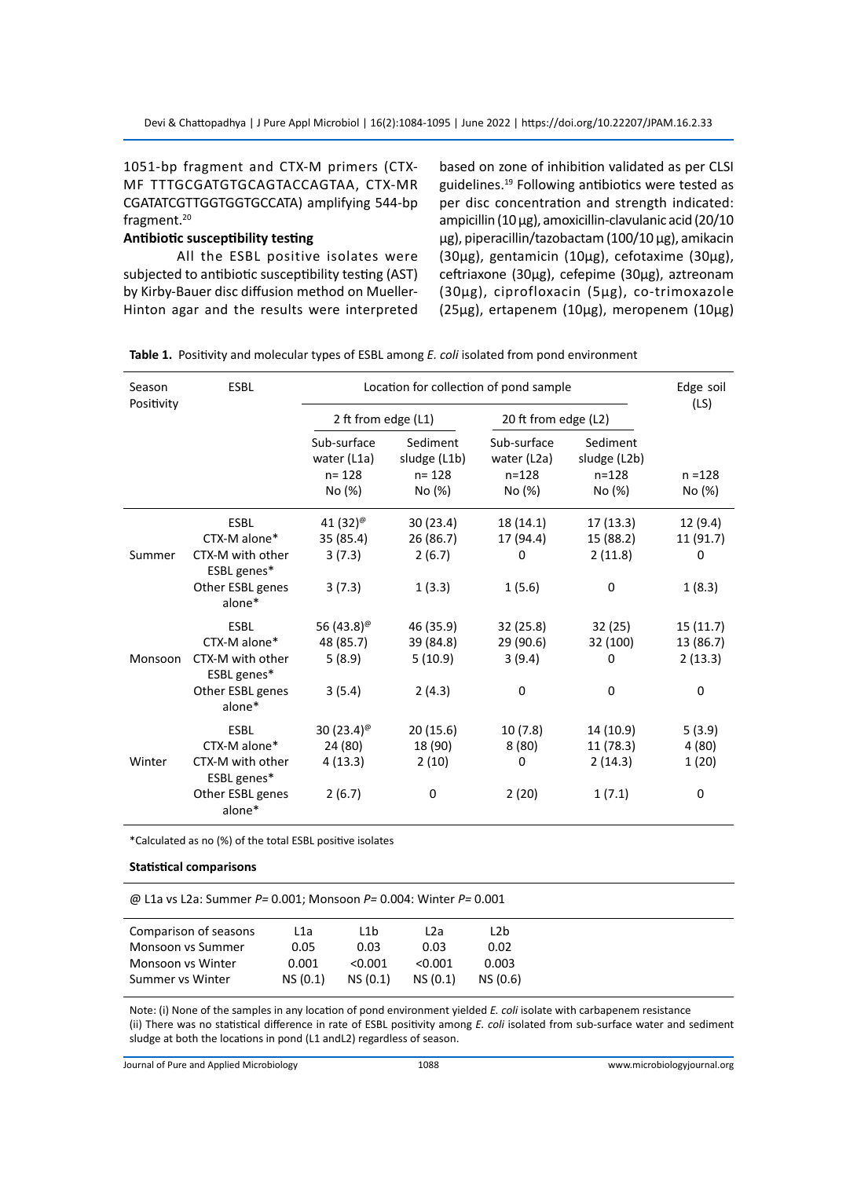1051-bp fragment and CTX-M primers (CTX-MF TTTGCGATGTGCAGTACCAGTAA, CTX-MR CGATATCGTTGGTGGTGCCATA) amplifying 544-bp fragment.[20]

**Antibiotic susceptibility testing**

All the ESBL positive isolates were subjected to antibiotic susceptibility testing (AST) by Kirby-Bauer disc diffusion method on Mueller-Hinton agar and the results were interpreted based on zone of inhibition validated as per CLSI guidelines.[19] Following antibiotics were tested as per disc concentration and strength indicated: ampicillin (10 µg), amoxicillin-clavulanic acid (20/10 µg), piperacillin/tazobactam (100/10 µg), amikacin (30µg), gentamicin (10µg), cefotaxime (30µg), ceftriaxone (30µg), cefepime (30µg), aztreonam (30µg), ciprofloxacin (5µg), co-trimoxazole (25µg), ertapenem (10µg), meropenem (10µg)

**Table 1.** Positivity and molecular types of ESBL among *E. coli* isolated from pond environment

| Season | ESBL Positivity | Location for collection of pond sample | | | | Edge soil (LS) |
|---|---|---|---|---|---|---|
| | | 2 ft from edge (L1) | | 20 ft from edge (L2) | | |
| | | Sub-surface water (L1a) n= 128 No (%) | Sediment sludge (L1b) n= 128 No (%) | Sub-surface water (L2a) n=128 No (%) | Sediment sludge (L2b) n=128 No (%) | n =128 No (%) |
| Summer | ESBL | 41 (32)@ | 30 (23.4) | 18 (14.1) | 17 (13.3) | 12 (9.4) |
| | CTX-M alone* | 35 (85.4) | 26 (86.7) | 17 (94.4) | 15 (88.2) | 11 (91.7) |
| | CTX-M with other ESBL genes* | 3 (7.3) | 2 (6.7) | 0 | 2 (11.8) | 0 |
| | Other ESBL genes alone* | 3 (7.3) | 1 (3.3) | 1 (5.6) | 0 | 1 (8.3) |
| Monsoon | ESBL | 56 (43.8)@ | 46 (35.9) | 32 (25.8) | 32 (25) | 15 (11.7) |
| | CTX-M alone* | 48 (85.7) | 39 (84.8) | 29 (90.6) | 32 (100) | 13 (86.7) |
| | CTX-M with other ESBL genes* | 5 (8.9) | 5 (10.9) | 3 (9.4) | 0 | 2 (13.3) |
| | Other ESBL genes alone* | 3 (5.4) | 2 (4.3) | 0 | 0 | 0 |
| Winter | ESBL | 30 (23.4)@ | 20 (15.6) | 10 (7.8) | 14 (10.9) | 5 (3.9) |
| | CTX-M alone* | 24 (80) | 18 (90) | 8 (80) | 11 (78.3) | 4 (80) |
| | CTX-M with other ESBL genes* | 4 (13.3) | 2 (10) | 0 | 2 (14.3) | 1 (20) |
| | Other ESBL genes alone* | 2 (6.7) | 0 | 2 (20) | 1 (7.1) | 0 |

*Calculated as no (%) of the total ESBL positive isolates

**Statistical comparisons**

@ L1a vs L2a: Summer $P$= 0.001; Monsoon $P$= 0.004: Winter $P$= 0.001

| Comparison of seasons | L1a | L1b | L2a | L2b |
|---|---|---|---|---|
| Monsoon vs Summer | 0.05 | 0.03 | 0.03 | 0.02 |
| Monsoon vs Winter | 0.001 | <0.001 | <0.001 | 0.003 |
| Summer vs Winter | NS (0.1) | NS (0.1) | NS (0.1) | NS (0.6) |

Note: (i) None of the samples in any location of pond environment yielded *E. coli* isolate with carbapenem resistance
(ii) There was no statistical difference in rate of ESBL positivity among *E. coli* isolated from sub-surface water and sediment sludge at both the locations in pond (L1 andL2) regardless of season.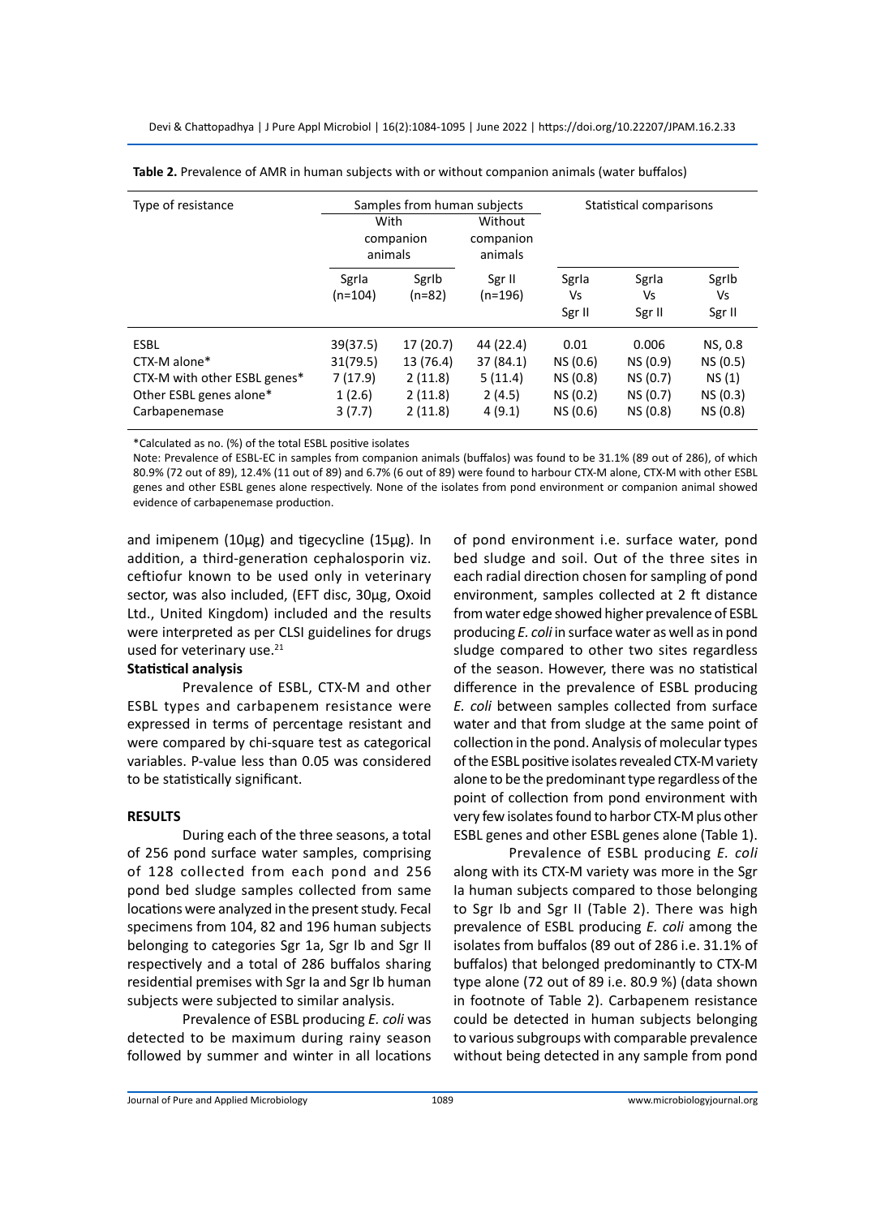**Table 2.** Prevalence of AMR in human subjects with or without companion animals (water buffalos)

| Type of resistance | Samples from human subjects | | | Statistical comparisons | | |
|---|---|---|---|---|---|---|
| | With companion animals | | Without companion animals | | | |
| | SgrIa (n=104) | SgrIb (n=82) | Sgr II (n=196) | SgrIa Vs Sgr II | SgrIa Vs Sgr II | SgrIb Vs Sgr II |
| ESBL | 39(37.5) | 17 (20.7) | 44 (22.4) | 0.01 | 0.006 | NS, 0.8 |
| CTX-M alone* | 31(79.5) | 13 (76.4) | 37 (84.1) | NS (0.6) | NS (0.9) | NS (0.5) |
| CTX-M with other ESBL genes* | 7 (17.9) | 2 (11.8) | 5 (11.4) | NS (0.8) | NS (0.7) | NS (1) |
| Other ESBL genes alone* | 1 (2.6) | 2 (11.8) | 2 (4.5) | NS (0.2) | NS (0.7) | NS (0.3) |
| Carbapenemase | 3 (7.7) | 2 (11.8) | 4 (9.1) | NS (0.6) | NS (0.8) | NS (0.8) |

*Calculated as no. (%) of the total ESBL positive isolates

Note: Prevalence of ESBL-EC in samples from companion animals (buffalos) was found to be 31.1% (89 out of 286), of which 80.9% (72 out of 89), 12.4% (11 out of 89) and 6.7% (6 out of 89) were found to harbour CTX-M alone, CTX-M with other ESBL genes and other ESBL genes alone respectively. None of the isolates from pond environment or companion animal showed evidence of carbapenemase production.

and imipenem (10µg) and tigecycline (15µg). In addition, a third-generation cephalosporin viz. ceftiofur known to be used only in veterinary sector, was also included, (EFT disc, 30µg, Oxoid Ltd., United Kingdom) included and the results were interpreted as per CLSI guidelines for drugs used for veterinary use.[21]

**Statistical analysis**

Prevalence of ESBL, CTX-M and other ESBL types and carbapenem resistance were expressed in terms of percentage resistant and were compared by chi-square test as categorical variables. P-value less than 0.05 was considered to be statistically significant.

## RESULTS

During each of the three seasons, a total of 256 pond surface water samples, comprising of 128 collected from each pond and 256 pond bed sludge samples collected from same locations were analyzed in the present study. Fecal specimens from 104, 82 and 196 human subjects belonging to categories Sgr 1a, Sgr Ib and Sgr II respectively and a total of 286 buffalos sharing residential premises with Sgr Ia and Sgr Ib human subjects were subjected to similar analysis.

Prevalence of ESBL producing *E. coli* was detected to be maximum during rainy season followed by summer and winter in all locations of pond environment i.e. surface water, pond bed sludge and soil. Out of the three sites in each radial direction chosen for sampling of pond environment, samples collected at 2 ft distance from water edge showed higher prevalence of ESBL producing *E. coli* in surface water as well as in pond sludge compared to other two sites regardless of the season. However, there was no statistical difference in the prevalence of ESBL producing *E. coli* between samples collected from surface water and that from sludge at the same point of collection in the pond. Analysis of molecular types of the ESBL positive isolates revealed CTX-M variety alone to be the predominant type regardless of the point of collection from pond environment with very few isolates found to harbor CTX-M plus other ESBL genes and other ESBL genes alone (Table 1).

Prevalence of ESBL producing *E. coli* along with its CTX-M variety was more in the Sgr Ia human subjects compared to those belonging to Sgr Ib and Sgr II (Table 2). There was high prevalence of ESBL producing *E. coli* among the isolates from buffalos (89 out of 286 i.e. 31.1% of buffalos) that belonged predominantly to CTX-M type alone (72 out of 89 i.e. 80.9 %) (data shown in footnote of Table 2). Carbapenem resistance could be detected in human subjects belonging to various subgroups with comparable prevalence without being detected in any sample from pond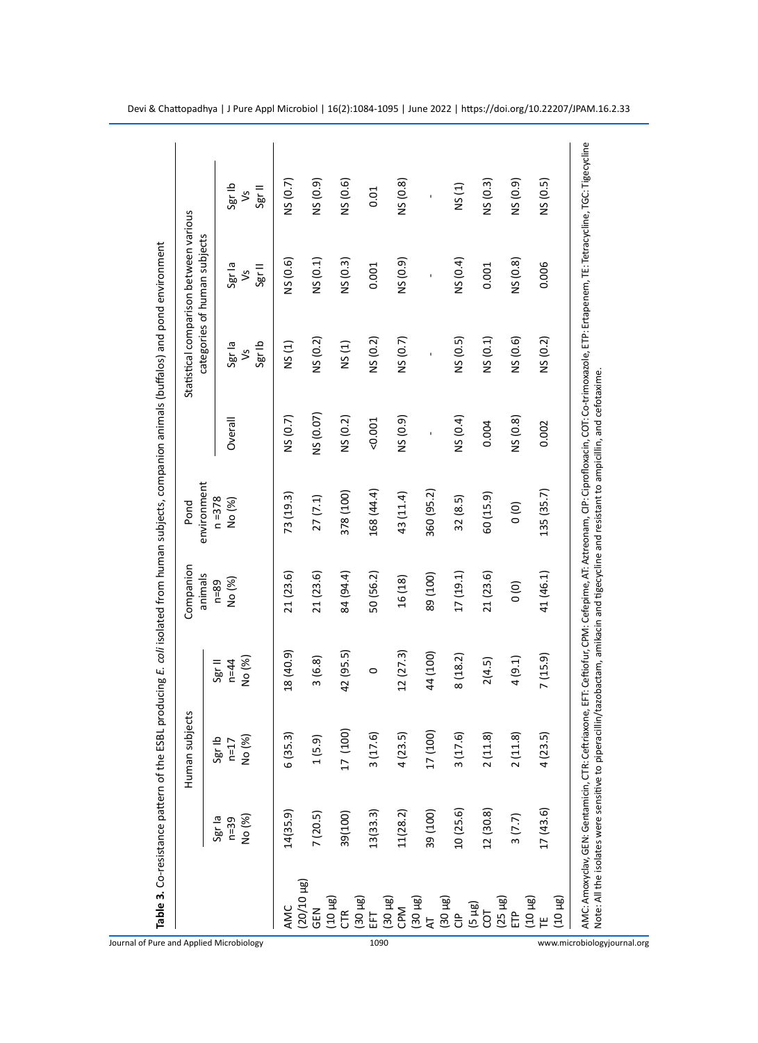**Table 3.** Co-resistance pattern of the ESBL producing *E. coli* isolated from human subjects, companion animals (buffalos) and pond environment

| | Human subjects | | | Companion animals | Pond environment | Statistical comparison between various categories of human subjects | | | |
|---|---|---|---|---|---|---|---|---|---|
| | Sgr Ia n=39 No (%) | Sgr Ib n=17 No (%) | Sgr II n=44 No (%) | n=89 No (%) | n =378 No (%) | Overall | Sgr Ia Vs Sgr Ib | Sgr Ia Vs Sgr II | Sgr Ib Vs Sgr II |
| AMC (20/10 µg) | 14(35.9) | 6 (35.3) | 18 (40.9) | 21 (23.6) | 73 (19.3) | NS (0.7) | NS (1) | NS (0.6) | NS (0.7) |
| GEN (10 µg) | 7 (20.5) | 1 (5.9) | 3 (6.8) | 21 (23.6) | 27 (7.1) | NS (0.07) | NS (0.2) | NS (0.1) | NS (0.9) |
| CTR (30 µg) | 39(100) | 17 (100) | 42 (95.5) | 84 (94.4) | 378 (100) | NS (0.2) | NS (1) | NS (0.3) | NS (0.6) |
| EFT (30 µg) | 13(33.3) | 3 (17.6) | 0 | 50 (56.2) | 168 (44.4) | <0.001 | NS (0.2) | 0.001 | 0.01 |
| CPM (30 µg) | 11(28.2) | 4 (23.5) | 12 (27.3) | 16 (18) | 43 (11.4) | NS (0.9) | NS (0.7) | NS (0.9) | NS (0.8) |
| AT (30 µg) | 39 (100) | 17 (100) | 44 (100) | 89 (100) | 360 (95.2) | - | - | - | - |
| CIP (5 µg) | 10 (25.6) | 3 (17.6) | 8 (18.2) | 17 (19.1) | 32 (8.5) | NS (0.4) | NS (0.5) | NS (0.4) | NS (1) |
| COT (25 µg) | 12 (30.8) | 2 (11.8) | 2(4.5) | 21 (23.6) | 60 (15.9) | 0.004 | NS (0.1) | 0.001 | NS (0.3) |
| ETP (10 µg) | 3 (7.7) | 2 (11.8) | 4 (9.1) | 0 (0) | 0 (0) | NS (0.8) | NS (0.6) | NS (0.8) | NS (0.9) |
| TE (10 µg) | 17 (43.6) | 4 (23.5) | 7 (15.9) | 41 (46.1) | 135 (35.7) | 0.002 | NS (0.2) | 0.006 | NS (0.5) |

AMC: Amoxyclav, GEN: Gentamicin, CTR: Ceftriaxone, EFT: Ceftiofur, CPM: Cefepime, AT: Aztreonam, CIP: Ciprofloxacin, COT: Co-trimoxazole, ETP: Ertapenem, TE: Tetracycline, TGC: Tigecycline
Note: All the isolates were sensitive to piperacillin/tazobactam, amikacin and tigecycline and resistant to ampicillin, and cefotaxime.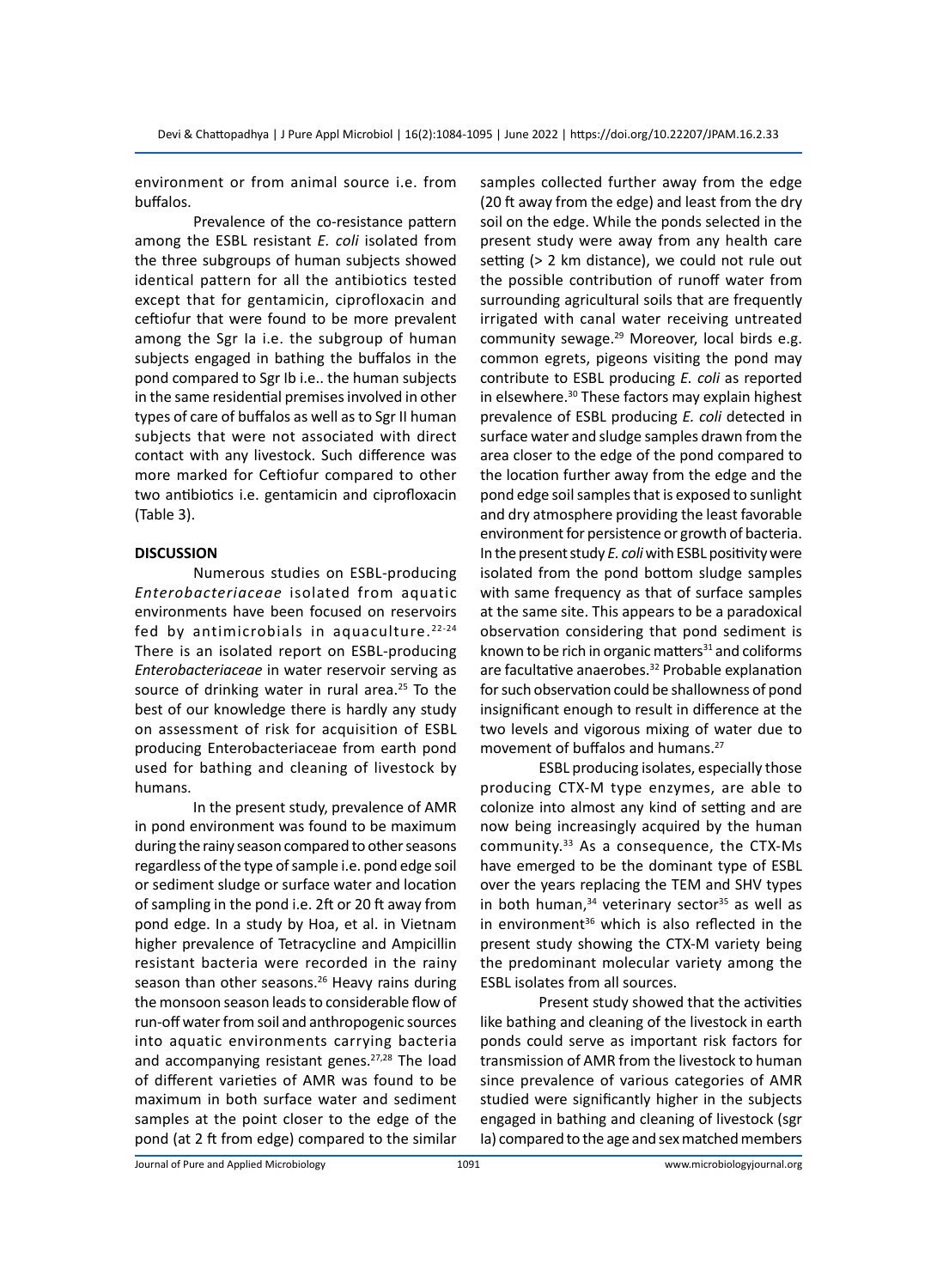environment or from animal source i.e. from buffalos.

Prevalence of the co-resistance pattern among the ESBL resistant *E. coli* isolated from the three subgroups of human subjects showed identical pattern for all the antibiotics tested except that for gentamicin, ciprofloxacin and ceftiofur that were found to be more prevalent among the Sgr Ia i.e. the subgroup of human subjects engaged in bathing the buffalos in the pond compared to Sgr Ib i.e.. the human subjects in the same residential premises involved in other types of care of buffalos as well as to Sgr II human subjects that were not associated with direct contact with any livestock. Such difference was more marked for Ceftiofur compared to other two antibiotics i.e. gentamicin and ciprofloxacin (Table 3).

## DISCUSSION

Numerous studies on ESBL-producing *Enterobacteriaceae* isolated from aquatic environments have been focused on reservoirs fed by antimicrobials in aquaculture.[22-24] There is an isolated report on ESBL-producing *Enterobacteriaceae* in water reservoir serving as source of drinking water in rural area.[25] To the best of our knowledge there is hardly any study on assessment of risk for acquisition of ESBL producing Enterobacteriaceae from earth pond used for bathing and cleaning of livestock by humans.

In the present study, prevalence of AMR in pond environment was found to be maximum during the rainy season compared to other seasons regardless of the type of sample i.e. pond edge soil or sediment sludge or surface water and location of sampling in the pond i.e. 2ft or 20 ft away from pond edge. In a study by Hoa, et al. in Vietnam higher prevalence of Tetracycline and Ampicillin resistant bacteria were recorded in the rainy season than other seasons.[26] Heavy rains during the monsoon season leads to considerable flow of run-off water from soil and anthropogenic sources into aquatic environments carrying bacteria and accompanying resistant genes.[27,28] The load of different varieties of AMR was found to be maximum in both surface water and sediment samples at the point closer to the edge of the pond (at 2 ft from edge) compared to the similar samples collected further away from the edge (20 ft away from the edge) and least from the dry soil on the edge. While the ponds selected in the present study were away from any health care setting (> 2 km distance), we could not rule out the possible contribution of runoff water from surrounding agricultural soils that are frequently irrigated with canal water receiving untreated community sewage.[29] Moreover, local birds e.g. common egrets, pigeons visiting the pond may contribute to ESBL producing *E. coli* as reported in elsewhere.[30] These factors may explain highest prevalence of ESBL producing *E. coli* detected in surface water and sludge samples drawn from the area closer to the edge of the pond compared to the location further away from the edge and the pond edge soil samples that is exposed to sunlight and dry atmosphere providing the least favorable environment for persistence or growth of bacteria. In the present study *E. coli* with ESBL positivity were isolated from the pond bottom sludge samples with same frequency as that of surface samples at the same site. This appears to be a paradoxical observation considering that pond sediment is known to be rich in organic matters[31] and coliforms are facultative anaerobes.[32] Probable explanation for such observation could be shallowness of pond insignificant enough to result in difference at the two levels and vigorous mixing of water due to movement of buffalos and humans.[27]

ESBL producing isolates, especially those producing CTX-M type enzymes, are able to colonize into almost any kind of setting and are now being increasingly acquired by the human community.[33] As a consequence, the CTX-Ms have emerged to be the dominant type of ESBL over the years replacing the TEM and SHV types in both human,[34] veterinary sector[35] as well as in environment[36] which is also reflected in the present study showing the CTX-M variety being the predominant molecular variety among the ESBL isolates from all sources.

Present study showed that the activities like bathing and cleaning of the livestock in earth ponds could serve as important risk factors for transmission of AMR from the livestock to human since prevalence of various categories of AMR studied were significantly higher in the subjects engaged in bathing and cleaning of livestock (sgr Ia) compared to the age and sex matched members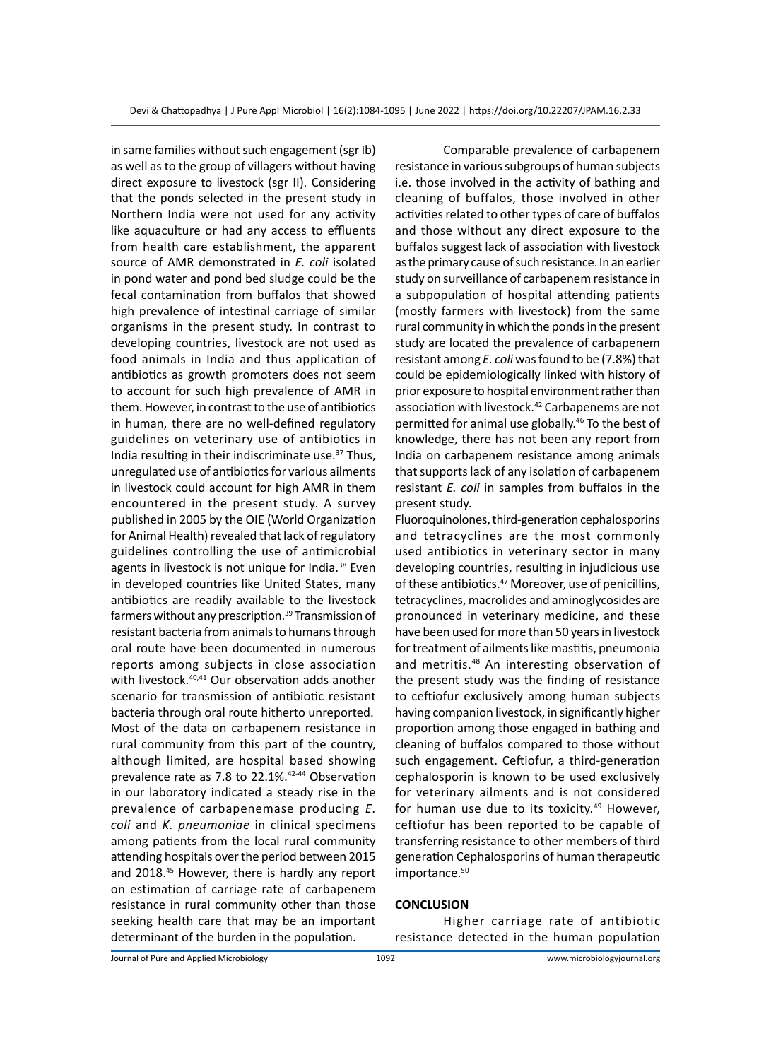in same families without such engagement (sgr Ib) as well as to the group of villagers without having direct exposure to livestock (sgr II). Considering that the ponds selected in the present study in Northern India were not used for any activity like aquaculture or had any access to effluents from health care establishment, the apparent source of AMR demonstrated in *E. coli* isolated in pond water and pond bed sludge could be the fecal contamination from buffalos that showed high prevalence of intestinal carriage of similar organisms in the present study. In contrast to developing countries, livestock are not used as food animals in India and thus application of antibiotics as growth promoters does not seem to account for such high prevalence of AMR in them. However, in contrast to the use of antibiotics in human, there are no well-defined regulatory guidelines on veterinary use of antibiotics in India resulting in their indiscriminate use.[37] Thus, unregulated use of antibiotics for various ailments in livestock could account for high AMR in them encountered in the present study. A survey published in 2005 by the OIE (World Organization for Animal Health) revealed that lack of regulatory guidelines controlling the use of antimicrobial agents in livestock is not unique for India.[38] Even in developed countries like United States, many antibiotics are readily available to the livestock farmers without any prescription.[39] Transmission of resistant bacteria from animals to humans through oral route have been documented in numerous reports among subjects in close association with livestock.[40,41] Our observation adds another scenario for transmission of antibiotic resistant bacteria through oral route hitherto unreported.

Most of the data on carbapenem resistance in rural community from this part of the country, although limited, are hospital based showing prevalence rate as 7.8 to 22.1%.[42-44] Observation in our laboratory indicated a steady rise in the prevalence of carbapenemase producing *E. coli* and *K. pneumoniae* in clinical specimens among patients from the local rural community attending hospitals over the period between 2015 and 2018.[45] However, there is hardly any report on estimation of carriage rate of carbapenem resistance in rural community other than those seeking health care that may be an important determinant of the burden in the population.

Comparable prevalence of carbapenem resistance in various subgroups of human subjects i.e. those involved in the activity of bathing and cleaning of buffalos, those involved in other activities related to other types of care of buffalos and those without any direct exposure to the buffalos suggest lack of association with livestock as the primary cause of such resistance. In an earlier study on surveillance of carbapenem resistance in a subpopulation of hospital attending patients (mostly farmers with livestock) from the same rural community in which the ponds in the present study are located the prevalence of carbapenem resistant among *E. coli* was found to be (7.8%) that could be epidemiologically linked with history of prior exposure to hospital environment rather than association with livestock.[42] Carbapenems are not permitted for animal use globally.[46] To the best of knowledge, there has not been any report from India on carbapenem resistance among animals that supports lack of any isolation of carbapenem resistant *E. coli* in samples from buffalos in the present study.

Fluoroquinolones, third-generation cephalosporins and tetracyclines are the most commonly used antibiotics in veterinary sector in many developing countries, resulting in injudicious use of these antibiotics.[47] Moreover, use of penicillins, tetracyclines, macrolides and aminoglycosides are pronounced in veterinary medicine, and these have been used for more than 50 years in livestock for treatment of ailments like mastitis, pneumonia and metritis.[48] An interesting observation of the present study was the finding of resistance to ceftiofur exclusively among human subjects having companion livestock, in significantly higher proportion among those engaged in bathing and cleaning of buffalos compared to those without such engagement. Ceftiofur, a third-generation cephalosporin is known to be used exclusively for veterinary ailments and is not considered for human use due to its toxicity.[49] However, ceftiofur has been reported to be capable of transferring resistance to other members of third generation Cephalosporins of human therapeutic importance.[50]

## CONCLUSION

Higher carriage rate of antibiotic resistance detected in the human population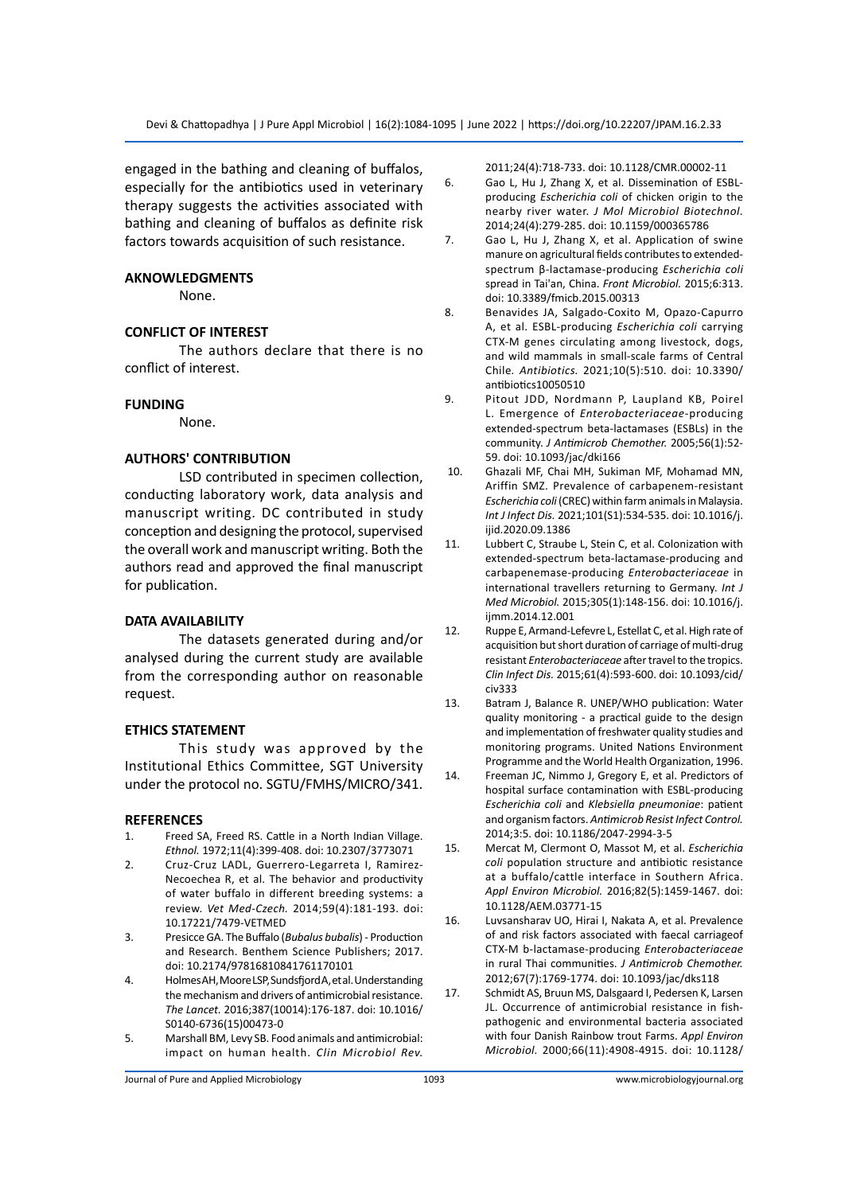engaged in the bathing and cleaning of buffalos, especially for the antibiotics used in veterinary therapy suggests the activities associated with bathing and cleaning of buffalos as definite risk factors towards acquisition of such resistance.

## AKNOWLEDGMENTS

None.

## CONFLICT OF INTEREST

The authors declare that there is no conflict of interest.

## FUNDING

None.

## AUTHORS' CONTRIBUTION

LSD contributed in specimen collection, conducting laboratory work, data analysis and manuscript writing. DC contributed in study conception and designing the protocol, supervised the overall work and manuscript writing. Both the authors read and approved the final manuscript for publication.

## DATA AVAILABILITY

The datasets generated during and/or analysed during the current study are available from the corresponding author on reasonable request.

## ETHICS STATEMENT

This study was approved by the Institutional Ethics Committee, SGT University under the protocol no. SGTU/FMHS/MICRO/341.

## REFERENCES

1. Freed SA, Freed RS. Cattle in a North Indian Village. *Ethnol.* 1972;11(4):399-408. doi: 10.2307/3773071
2. Cruz-Cruz LADL, Guerrero-Legarreta I, Ramirez-Necoechea R, et al. The behavior and productivity of water buffalo in different breeding systems: a review. *Vet Med-Czech.* 2014;59(4):181-193. doi: 10.17221/7479-VETMED
3. Presicce GA. The Buffalo (*Bubalus bubalis*) - Production and Research. Benthem Science Publishers; 2017. doi: 10.2174/97816810841761170101
4. Holmes AH, Moore LSP, Sundsfjord A, et al. Understanding the mechanism and drivers of antimicrobial resistance. *The Lancet.* 2016;387(10014):176-187. doi: 10.1016/S0140-6736(15)00473-0
5. Marshall BM, Levy SB. Food animals and antimicrobial: impact on human health. *Clin Microbiol Rev.* 2011;24(4):718-733. doi: 10.1128/CMR.00002-11
6. Gao L, Hu J, Zhang X, et al. Dissemination of ESBL-producing *Escherichia coli* of chicken origin to the nearby river water. *J Mol Microbiol Biotechnol.* 2014;24(4):279-285. doi: 10.1159/000365786
7. Gao L, Hu J, Zhang X, et al. Application of swine manure on agricultural fields contributes to extended-spectrum β-lactamase-producing *Escherichia coli* spread in Tai'an, China. *Front Microbiol.* 2015;6:313. doi: 10.3389/fmicb.2015.00313
8. Benavides JA, Salgado-Coxito M, Opazo-Capurro A, et al. ESBL-producing *Escherichia coli* carrying CTX-M genes circulating among livestock, dogs, and wild mammals in small-scale farms of Central Chile. *Antibiotics.* 2021;10(5):510. doi: 10.3390/antibiotics10050510
9. Pitout JDD, Nordmann P, Laupland KB, Poirel L. Emergence of *Enterobacteriaceae*-producing extended-spectrum beta-lactamases (ESBLs) in the community. *J Antimicrob Chemother.* 2005;56(1):52-59. doi: 10.1093/jac/dki166
10. Ghazali MF, Chai MH, Sukiman MF, Mohamad MN, Ariffin SMZ. Prevalence of carbapenem-resistant *Escherichia coli* (CREC) within farm animals in Malaysia. *Int J Infect Dis.* 2021;101(S1):534-535. doi: 10.1016/j.ijid.2020.09.1386
11. Lubbert C, Straube L, Stein C, et al. Colonization with extended-spectrum beta-lactamase-producing and carbapenemase-producing *Enterobacteriaceae* in international travellers returning to Germany. *Int J Med Microbiol.* 2015;305(1):148-156. doi: 10.1016/j.ijmm.2014.12.001
12. Ruppe E, Armand-Lefevre L, Estellat C, et al. High rate of acquisition but short duration of carriage of multi-drug resistant *Enterobacteriaceae* after travel to the tropics. *Clin Infect Dis.* 2015;61(4):593-600. doi: 10.1093/cid/civ333
13. Batram J, Balance R. UNEP/WHO publication: Water quality monitoring - a practical guide to the design and implementation of freshwater quality studies and monitoring programs. United Nations Environment Programme and the World Health Organization, 1996.
14. Freeman JC, Nimmo J, Gregory E, et al. Predictors of hospital surface contamination with ESBL-producing *Escherichia coli* and *Klebsiella pneumoniae*: patient and organism factors. *Antimicrob Resist Infect Control.* 2014;3:5. doi: 10.1186/2047-2994-3-5
15. Mercat M, Clermont O, Massot M, et al. *Escherichia coli* population structure and antibiotic resistance at a buffalo/cattle interface in Southern Africa. *Appl Environ Microbiol.* 2016;82(5):1459-1467. doi: 10.1128/AEM.03771-15
16. Luvsansharav UO, Hirai I, Nakata A, et al. Prevalence of and risk factors associated with faecal carriageof CTX-M b-lactamase-producing *Enterobacteriaceae* in rural Thai communities. *J Antimicrob Chemother.* 2012;67(7):1769-1774. doi: 10.1093/jac/dks118
17. Schmidt AS, Bruun MS, Dalsgaard I, Pedersen K, Larsen JL. Occurrence of antimicrobial resistance in fish-pathogenic and environmental bacteria associated with four Danish Rainbow trout Farms. *Appl Environ Microbiol.* 2000;66(11):4908-4915. doi: 10.1128/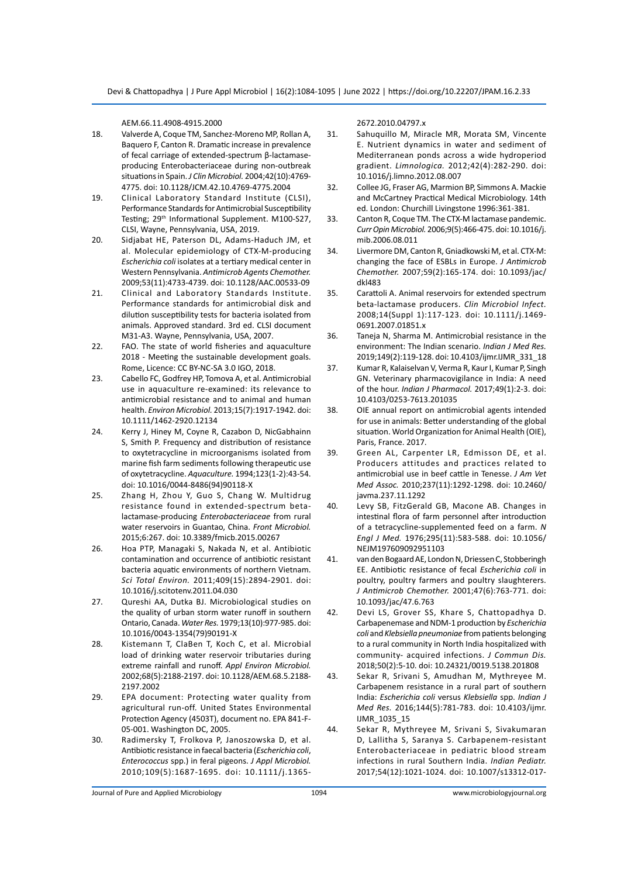AEM.66.11.4908-4915.2000

18. Valverde A, Coque TM, Sanchez-Moreno MP, Rollan A, Baquero F, Canton R. Dramatic increase in prevalence of fecal carriage of extended-spectrum β-lactamase-producing Enterobacteriaceae during non-outbreak situations in Spain. *J Clin Microbiol.* 2004;42(10):4769-4775. doi: 10.1128/JCM.42.10.4769-4775.2004
19. Clinical Laboratory Standard Institute (CLSI), Performance Standards for Antimicrobial Susceptibility Testing; 29th Informational Supplement. M100-S27, CLSI, Wayne, Pennsylvania, USA, 2019.
20. Sidjabat HE, Paterson DL, Adams-Haduch JM, et al. Molecular epidemiology of CTX-M-producing *Escherichia coli* isolates at a tertiary medical center in Western Pennsylvania. *Antimicrob Agents Chemother.* 2009;53(11):4733-4739. doi: 10.1128/AAC.00533-09
21. Clinical and Laboratory Standards Institute. Performance standards for antimicrobial disk and dilution susceptibility tests for bacteria isolated from animals. Approved standard. 3rd ed. CLSI document M31-A3. Wayne, Pennsylvania, USA, 2007.
22. FAO. The state of world fisheries and aquaculture 2018 - Meeting the sustainable development goals. Rome, Licence: CC BY-NC-SA 3.0 IGO, 2018.
23. Cabello FC, Godfrey HP, Tomova A, et al. Antimicrobial use in aquaculture re-examined: its relevance to antimicrobial resistance and to animal and human health. *Environ Microbiol.* 2013;15(7):1917-1942. doi: 10.1111/1462-2920.12134
24. Kerry J, Hiney M, Coyne R, Cazabon D, NicGabhainn S, Smith P. Frequency and distribution of resistance to oxytetracycline in microorganisms isolated from marine fish farm sediments following therapeutic use of oxytetracycline. *Aquaculture.* 1994;123(1-2):43-54. doi: 10.1016/0044-8486(94)90118-X
25. Zhang H, Zhou Y, Guo S, Chang W. Multidrug resistance found in extended-spectrum beta-lactamase-producing *Enterobacteriaceae* from rural water reservoirs in Guantao, China. *Front Microbiol.* 2015;6:267. doi: 10.3389/fmicb.2015.00267
26. Hoa PTP, Managaki S, Nakada N, et al. Antibiotic contamination and occurrence of antibiotic resistant bacteria aquatic environments of northern Vietnam. *Sci Total Environ.* 2011;409(15):2894-2901. doi: 10.1016/j.scitotenv.2011.04.030
27. Qureshi AA, Dutka BJ. Microbiological studies on the quality of urban storm water runoff in southern Ontario, Canada. *Water Res.* 1979;13(10):977-985. doi: 10.1016/0043-1354(79)90191-X
28. Kistemann T, ClaBen T, Koch C, et al. Microbial load of drinking water reservoir tributaries during extreme rainfall and runoff. *Appl Environ Microbiol.* 2002;68(5):2188-2197. doi: 10.1128/AEM.68.5.2188-2197.2002
29. EPA document: Protecting water quality from agricultural run-off. United States Environmental Protection Agency (4503T), document no. EPA 841-F-05-001. Washington DC, 2005.
30. Radimersky T, Frolkova P, Janoszowska D, et al. Antibiotic resistance in faecal bacteria (*Escherichia coli*, *Enterococcus* spp.) in feral pigeons. *J Appl Microbiol.* 2010;109(5):1687-1695. doi: 10.1111/j.1365-2672.2010.04797.x
31. Sahuquillo M, Miracle MR, Morata SM, Vincente E. Nutrient dynamics in water and sediment of Mediterranean ponds across a wide hydroperiod gradient. *Limnologica.* 2012;42(4):282-290. doi: 10.1016/j.limno.2012.08.007
32. Collee JG, Fraser AG, Marmion BP, Simmons A. Mackie and McCartney Practical Medical Microbiology. 14th ed. London: Churchill Livingstone 1996:361-381.
33. Canton R, Coque TM. The CTX-M lactamase pandemic. *Curr Opin Microbiol.* 2006;9(5):466-475. doi: 10.1016/j.mib.2006.08.011
34. Livermore DM, Canton R, Gniadkowski M, et al. CTX-M: changing the face of ESBLs in Europe. *J Antimicrob Chemother.* 2007;59(2):165-174. doi: 10.1093/jac/dkl483
35. Carattoli A. Animal reservoirs for extended spectrum beta-lactamase producers. *Clin Microbiol Infect.* 2008;14(Suppl 1):117-123. doi: 10.1111/j.1469-0691.2007.01851.x
36. Taneja N, Sharma M. Antimicrobial resistance in the environment: The Indian scenario. *Indian J Med Res.* 2019;149(2):119-128. doi: 10.4103/ijmr.IJMR_331_18
37. Kumar R, Kalaiselvan V, Verma R, Kaur I, Kumar P, Singh GN. Veterinary pharmacovigilance in India: A need of the hour. *Indian J Pharmacol.* 2017;49(1):2-3. doi: 10.4103/0253-7613.201035
38. OIE annual report on antimicrobial agents intended for use in animals: Better understanding of the global situation. World Organization for Animal Health (OIE), Paris, France. 2017.
39. Green AL, Carpenter LR, Edmisson DE, et al. Producers attitudes and practices related to antimicrobial use in beef cattle in Tenesse. *J Am Vet Med Assoc.* 2010;237(11):1292-1298. doi: 10.2460/javma.237.11.1292
40. Levy SB, FitzGerald GB, Macone AB. Changes in intestinal flora of farm personnel after introduction of a tetracycline-supplemented feed on a farm. *N Engl J Med.* 1976;295(11):583-588. doi: 10.1056/NEJM197609092951103
41. van den Bogaard AE, London N, Driessen C, Stobberingh EE. Antibiotic resistance of fecal *Escherichia coli* in poultry, poultry farmers and poultry slaughterers. *J Antimicrob Chemother.* 2001;47(6):763-771. doi: 10.1093/jac/47.6.763
42. Devi LS, Grover SS, Khare S, Chattopadhya D. Carbapenemase and NDM-1 production by *Escherichia coli* and *Klebsiella pneumoniae* from patients belonging to a rural community in North India hospitalized with community- acquired infections. *J Commun Dis.* 2018;50(2):5-10. doi: 10.24321/0019.5138.201808
43. Sekar R, Srivani S, Amudhan M, Mythreyee M. Carbapenem resistance in a rural part of southern India: *Escherichia coli* versus *Klebsiella* spp. *Indian J Med Res.* 2016;144(5):781-783. doi: 10.4103/ijmr.IJMR_1035_15
44. Sekar R, Mythreyee M, Srivani S, Sivakumaran D, Lallitha S, Saranya S. Carbapenem-resistant Enterobacteriaceae in pediatric blood stream infections in rural Southern India. *Indian Pediatr.* 2017;54(12):1021-1024. doi: 10.1007/s13312-017-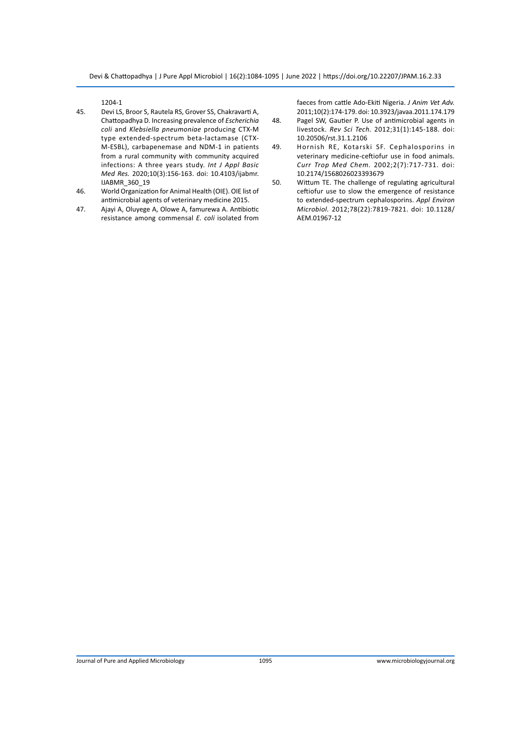1204-1

45. Devi LS, Broor S, Rautela RS, Grover SS, Chakravarti A, Chattopadhya D. Increasing prevalence of *Escherichia coli* and *Klebsiella pneumoniae* producing CTX-M type extended-spectrum beta-lactamase (CTX-M-ESBL), carbapenemase and NDM-1 in patients from a rural community with community acquired infections: A three years study. *Int J Appl Basic Med Res.* 2020;10(3):156-163. doi: 10.4103/ijabmr.IJABMR_360_19
46. World Organization for Animal Health (OIE). OIE list of antimicrobial agents of veterinary medicine 2015.
47. Ajayi A, Oluyege A, Olowe A, famurewa A. Antibiotic resistance among commensal *E. coli* isolated from faeces from cattle Ado-Ekiti Nigeria. *J Anim Vet Adv.* 2011;10(2):174-179. doi: 10.3923/javaa.2011.174.179
48. Pagel SW, Gautier P. Use of antimicrobial agents in livestock. *Rev Sci Tech.* 2012;31(1):145-188. doi: 10.20506/rst.31.1.2106
49. Hornish RE, Kotarski SF. Cephalosporins in veterinary medicine-ceftiofur use in food animals. *Curr Trop Med Chem.* 2002;2(7):717-731. doi: 10.2174/1568026023393679
50. Wittum TE. The challenge of regulating agricultural ceftiofur use to slow the emergence of resistance to extended-spectrum cephalosporins. *Appl Environ Microbiol.* 2012;78(22):7819-7821. doi: 10.1128/AEM.01967-12